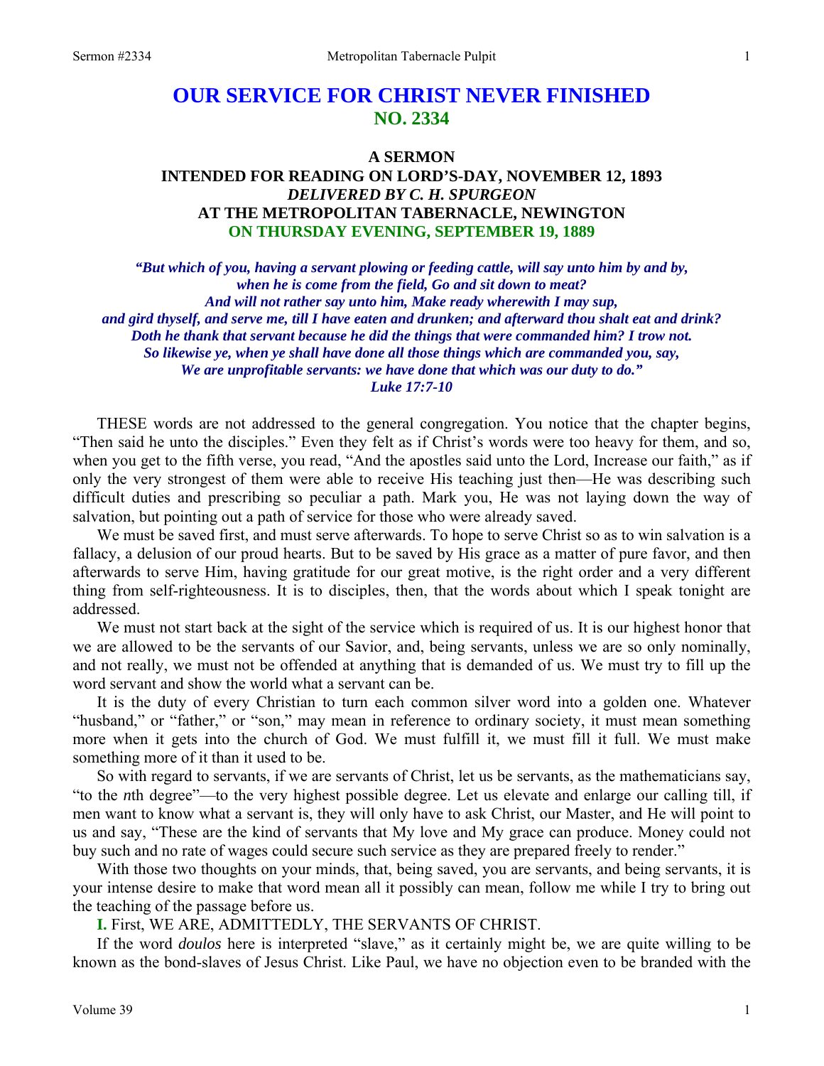# OUR SERVICE FOR CHRIST NEVER FINISHED
## NO. 2334

### A SERMON
### INTENDED FOR READING ON LORD'S-DAY, NOVEMBER 12, 1893
### *DELIVERED BY C. H. SPURGEON*
### AT THE METROPOLITAN TABERNACLE, NEWINGTON
### ON THURSDAY EVENING, SEPTEMBER 19, 1889

***"But which of you, having a servant plowing or feeding cattle, will say unto him by and by, when he is come from the field, Go and sit down to meat? And will not rather say unto him, Make ready wherewith I may sup, and gird thyself, and serve me, till I have eaten and drunken; and afterward thou shalt eat and drink? Doth he thank that servant because he did the things that were commanded him? I trow not. So likewise ye, when ye shall have done all those things which are commanded you, say, We are unprofitable servants: we have done that which was our duty to do." Luke 17:7-10***

THESE words are not addressed to the general congregation. You notice that the chapter begins, "Then said he unto the disciples." Even they felt as if Christ's words were too heavy for them, and so, when you get to the fifth verse, you read, "And the apostles said unto the Lord, Increase our faith," as if only the very strongest of them were able to receive His teaching just then—He was describing such difficult duties and prescribing so peculiar a path. Mark you, He was not laying down the way of salvation, but pointing out a path of service for those who were already saved.

We must be saved first, and must serve afterwards. To hope to serve Christ so as to win salvation is a fallacy, a delusion of our proud hearts. But to be saved by His grace as a matter of pure favor, and then afterwards to serve Him, having gratitude for our great motive, is the right order and a very different thing from self-righteousness. It is to disciples, then, that the words about which I speak tonight are addressed.

We must not start back at the sight of the service which is required of us. It is our highest honor that we are allowed to be the servants of our Savior, and, being servants, unless we are so only nominally, and not really, we must not be offended at anything that is demanded of us. We must try to fill up the word servant and show the world what a servant can be.

It is the duty of every Christian to turn each common silver word into a golden one. Whatever "husband," or "father," or "son," may mean in reference to ordinary society, it must mean something more when it gets into the church of God. We must fulfill it, we must fill it full. We must make something more of it than it used to be.

So with regard to servants, if we are servants of Christ, let us be servants, as the mathematicians say, "to the *n*th degree"—to the very highest possible degree. Let us elevate and enlarge our calling till, if men want to know what a servant is, they will only have to ask Christ, our Master, and He will point to us and say, "These are the kind of servants that My love and My grace can produce. Money could not buy such and no rate of wages could secure such service as they are prepared freely to render."

With those two thoughts on your minds, that, being saved, you are servants, and being servants, it is your intense desire to make that word mean all it possibly can mean, follow me while I try to bring out the teaching of the passage before us.

**I.** First, WE ARE, ADMITTEDLY, THE SERVANTS OF CHRIST.

If the word *doulos* here is interpreted "slave," as it certainly might be, we are quite willing to be known as the bond-slaves of Jesus Christ. Like Paul, we have no objection even to be branded with the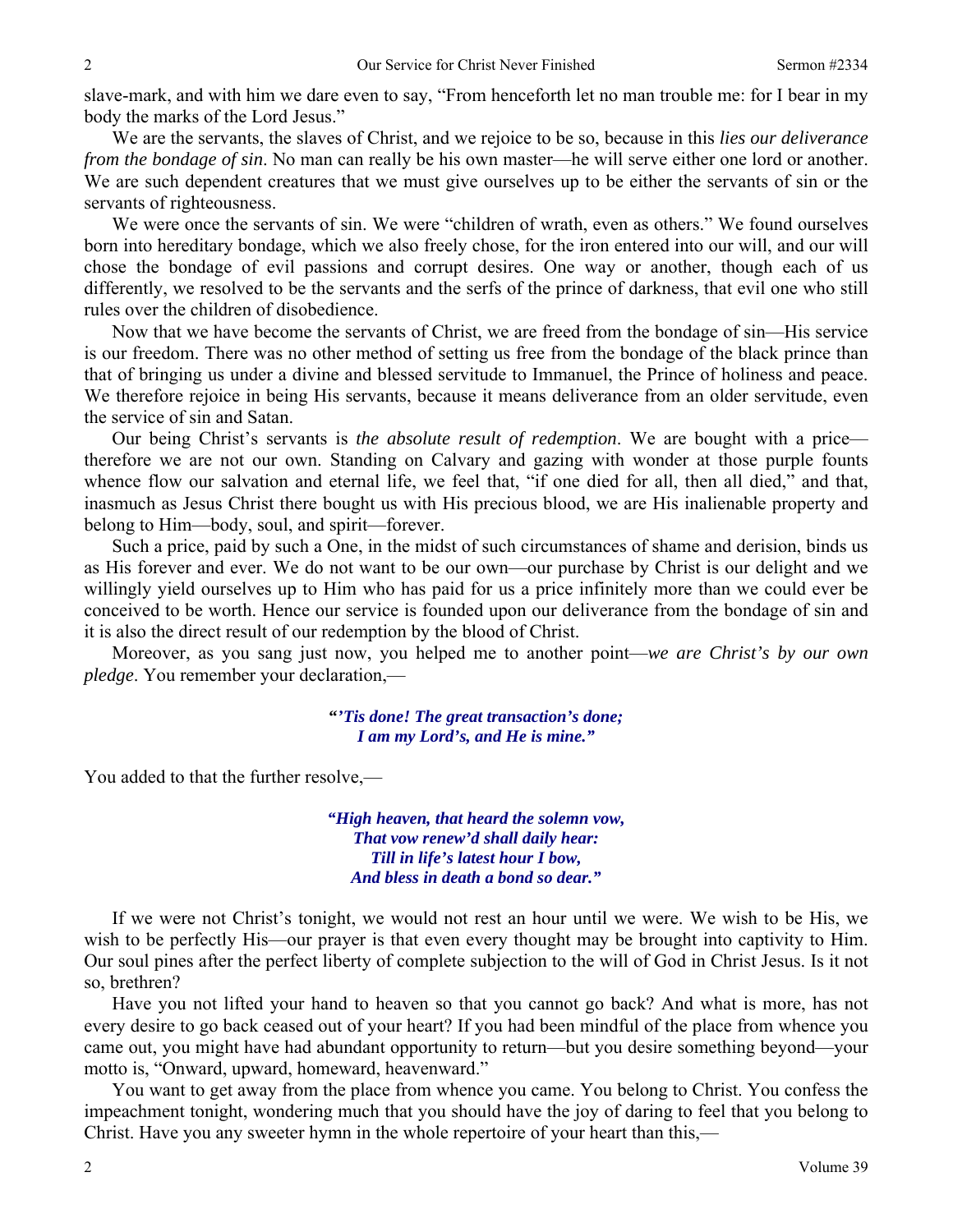slave-mark, and with him we dare even to say, "From henceforth let no man trouble me: for I bear in my body the marks of the Lord Jesus."

We are the servants, the slaves of Christ, and we rejoice to be so, because in this *lies our deliverance from the bondage of sin*. No man can really be his own master—he will serve either one lord or another. We are such dependent creatures that we must give ourselves up to be either the servants of sin or the servants of righteousness.

We were once the servants of sin. We were "children of wrath, even as others." We found ourselves born into hereditary bondage, which we also freely chose, for the iron entered into our will, and our will chose the bondage of evil passions and corrupt desires. One way or another, though each of us differently, we resolved to be the servants and the serfs of the prince of darkness, that evil one who still rules over the children of disobedience.

Now that we have become the servants of Christ, we are freed from the bondage of sin—His service is our freedom. There was no other method of setting us free from the bondage of the black prince than that of bringing us under a divine and blessed servitude to Immanuel, the Prince of holiness and peace. We therefore rejoice in being His servants, because it means deliverance from an older servitude, even the service of sin and Satan.

Our being Christ's servants is *the absolute result of redemption*. We are bought with a price—therefore we are not our own. Standing on Calvary and gazing with wonder at those purple founts whence flow our salvation and eternal life, we feel that, "if one died for all, then all died," and that, inasmuch as Jesus Christ there bought us with His precious blood, we are His inalienable property and belong to Him—body, soul, and spirit—forever.

Such a price, paid by such a One, in the midst of such circumstances of shame and derision, binds us as His forever and ever. We do not want to be our own—our purchase by Christ is our delight and we willingly yield ourselves up to Him who has paid for us a price infinitely more than we could ever be conceived to be worth. Hence our service is founded upon our deliverance from the bondage of sin and it is also the direct result of our redemption by the blood of Christ.

Moreover, as you sang just now, you helped me to another point—*we are Christ's by our own pledge*. You remember your declaration,—

> ***"'Tis done! The great transaction's done;***
> ***I am my Lord's, and He is mine."***

You added to that the further resolve,—

> ***"High heaven, that heard the solemn vow,***
> ***That vow renew'd shall daily hear:***
> ***Till in life's latest hour I bow,***
> ***And bless in death a bond so dear."***

If we were not Christ's tonight, we would not rest an hour until we were. We wish to be His, we wish to be perfectly His—our prayer is that even every thought may be brought into captivity to Him. Our soul pines after the perfect liberty of complete subjection to the will of God in Christ Jesus. Is it not so, brethren?

Have you not lifted your hand to heaven so that you cannot go back? And what is more, has not every desire to go back ceased out of your heart? If you had been mindful of the place from whence you came out, you might have had abundant opportunity to return—but you desire something beyond—your motto is, "Onward, upward, homeward, heavenward."

You want to get away from the place from whence you came. You belong to Christ. You confess the impeachment tonight, wondering much that you should have the joy of daring to feel that you belong to Christ. Have you any sweeter hymn in the whole repertoire of your heart than this,—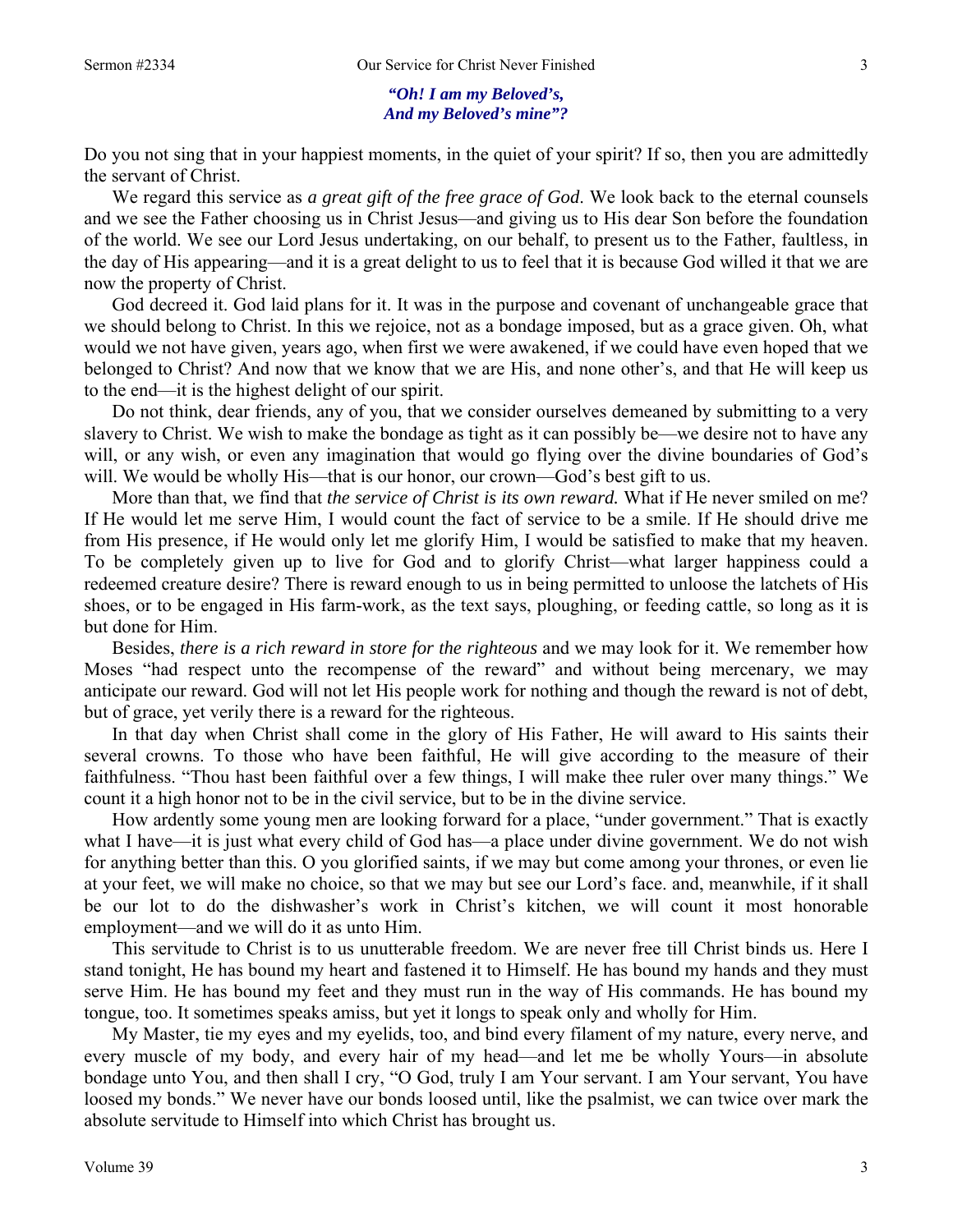*"Oh! I am my Beloved's,*
*And my Beloved's mine"?*

Do you not sing that in your happiest moments, in the quiet of your spirit? If so, then you are admittedly the servant of Christ.

We regard this service as *a great gift of the free grace of God*. We look back to the eternal counsels and we see the Father choosing us in Christ Jesus—and giving us to His dear Son before the foundation of the world. We see our Lord Jesus undertaking, on our behalf, to present us to the Father, faultless, in the day of His appearing—and it is a great delight to us to feel that it is because God willed it that we are now the property of Christ.

God decreed it. God laid plans for it. It was in the purpose and covenant of unchangeable grace that we should belong to Christ. In this we rejoice, not as a bondage imposed, but as a grace given. Oh, what would we not have given, years ago, when first we were awakened, if we could have even hoped that we belonged to Christ? And now that we know that we are His, and none other's, and that He will keep us to the end—it is the highest delight of our spirit.

Do not think, dear friends, any of you, that we consider ourselves demeaned by submitting to a very slavery to Christ. We wish to make the bondage as tight as it can possibly be—we desire not to have any will, or any wish, or even any imagination that would go flying over the divine boundaries of God's will. We would be wholly His—that is our honor, our crown—God's best gift to us.

More than that, we find that *the service of Christ is its own reward.* What if He never smiled on me? If He would let me serve Him, I would count the fact of service to be a smile. If He should drive me from His presence, if He would only let me glorify Him, I would be satisfied to make that my heaven. To be completely given up to live for God and to glorify Christ—what larger happiness could a redeemed creature desire? There is reward enough to us in being permitted to unloose the latchets of His shoes, or to be engaged in His farm-work, as the text says, ploughing, or feeding cattle, so long as it is but done for Him.

Besides, *there is a rich reward in store for the righteous* and we may look for it. We remember how Moses "had respect unto the recompense of the reward" and without being mercenary, we may anticipate our reward. God will not let His people work for nothing and though the reward is not of debt, but of grace, yet verily there is a reward for the righteous.

In that day when Christ shall come in the glory of His Father, He will award to His saints their several crowns. To those who have been faithful, He will give according to the measure of their faithfulness. "Thou hast been faithful over a few things, I will make thee ruler over many things." We count it a high honor not to be in the civil service, but to be in the divine service.

How ardently some young men are looking forward for a place, "under government." That is exactly what I have—it is just what every child of God has—a place under divine government. We do not wish for anything better than this. O you glorified saints, if we may but come among your thrones, or even lie at your feet, we will make no choice, so that we may but see our Lord's face. and, meanwhile, if it shall be our lot to do the dishwasher's work in Christ's kitchen, we will count it most honorable employment—and we will do it as unto Him.

This servitude to Christ is to us unutterable freedom. We are never free till Christ binds us. Here I stand tonight, He has bound my heart and fastened it to Himself. He has bound my hands and they must serve Him. He has bound my feet and they must run in the way of His commands. He has bound my tongue, too. It sometimes speaks amiss, but yet it longs to speak only and wholly for Him.

My Master, tie my eyes and my eyelids, too, and bind every filament of my nature, every nerve, and every muscle of my body, and every hair of my head—and let me be wholly Yours—in absolute bondage unto You, and then shall I cry, "O God, truly I am Your servant. I am Your servant, You have loosed my bonds." We never have our bonds loosed until, like the psalmist, we can twice over mark the absolute servitude to Himself into which Christ has brought us.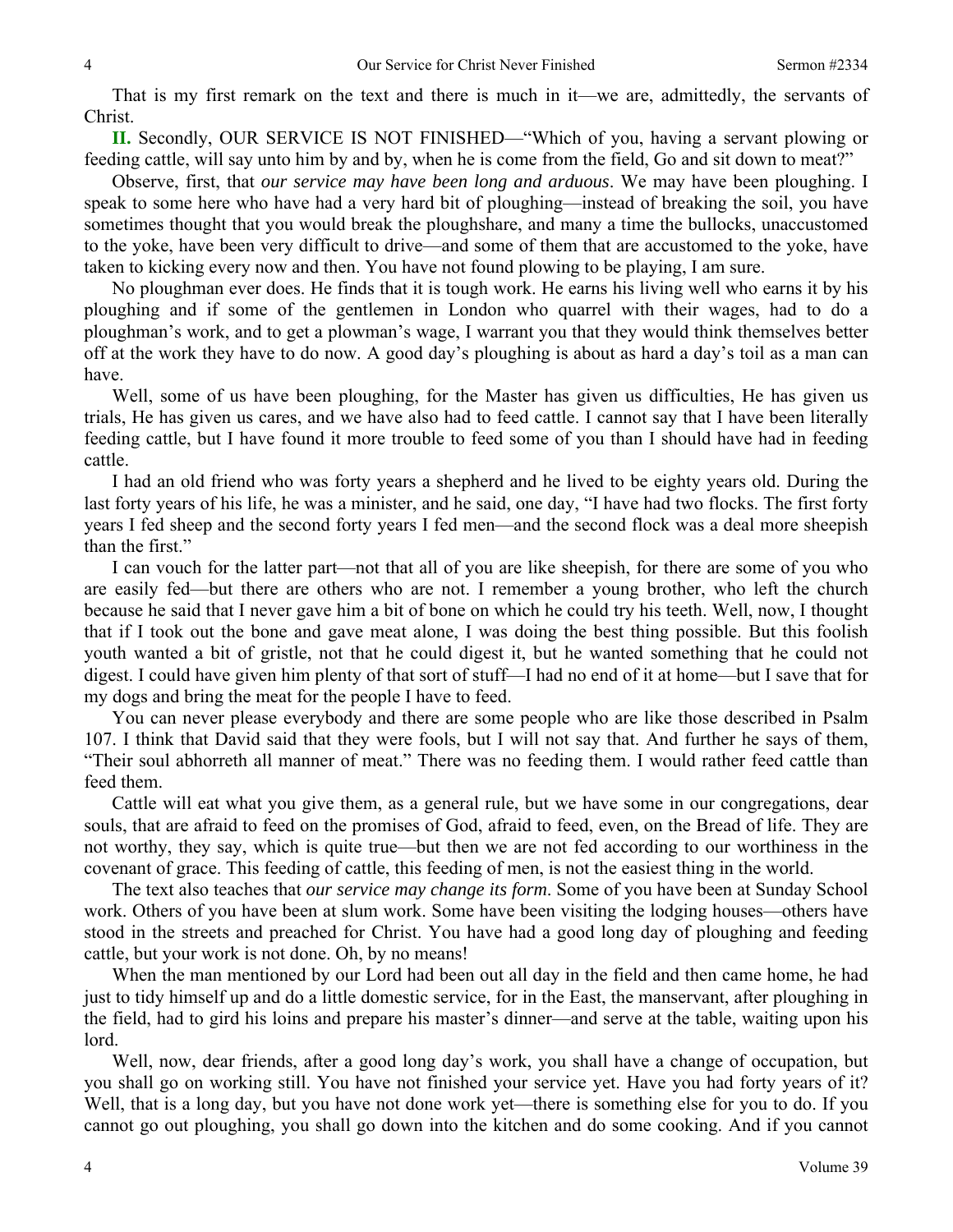That is my first remark on the text and there is much in it—we are, admittedly, the servants of Christ.

**II.** Secondly, OUR SERVICE IS NOT FINISHED—"Which of you, having a servant plowing or feeding cattle, will say unto him by and by, when he is come from the field, Go and sit down to meat?"

Observe, first, that *our service may have been long and arduous*. We may have been ploughing. I speak to some here who have had a very hard bit of ploughing—instead of breaking the soil, you have sometimes thought that you would break the ploughshare, and many a time the bullocks, unaccustomed to the yoke, have been very difficult to drive—and some of them that are accustomed to the yoke, have taken to kicking every now and then. You have not found plowing to be playing, I am sure.

No ploughman ever does. He finds that it is tough work. He earns his living well who earns it by his ploughing and if some of the gentlemen in London who quarrel with their wages, had to do a ploughman's work, and to get a plowman's wage, I warrant you that they would think themselves better off at the work they have to do now. A good day's ploughing is about as hard a day's toil as a man can have.

Well, some of us have been ploughing, for the Master has given us difficulties, He has given us trials, He has given us cares, and we have also had to feed cattle. I cannot say that I have been literally feeding cattle, but I have found it more trouble to feed some of you than I should have had in feeding cattle.

I had an old friend who was forty years a shepherd and he lived to be eighty years old. During the last forty years of his life, he was a minister, and he said, one day, "I have had two flocks. The first forty years I fed sheep and the second forty years I fed men—and the second flock was a deal more sheepish than the first."

I can vouch for the latter part—not that all of you are like sheepish, for there are some of you who are easily fed—but there are others who are not. I remember a young brother, who left the church because he said that I never gave him a bit of bone on which he could try his teeth. Well, now, I thought that if I took out the bone and gave meat alone, I was doing the best thing possible. But this foolish youth wanted a bit of gristle, not that he could digest it, but he wanted something that he could not digest. I could have given him plenty of that sort of stuff—I had no end of it at home—but I save that for my dogs and bring the meat for the people I have to feed.

You can never please everybody and there are some people who are like those described in Psalm 107. I think that David said that they were fools, but I will not say that. And further he says of them, "Their soul abhorreth all manner of meat." There was no feeding them. I would rather feed cattle than feed them.

Cattle will eat what you give them, as a general rule, but we have some in our congregations, dear souls, that are afraid to feed on the promises of God, afraid to feed, even, on the Bread of life. They are not worthy, they say, which is quite true—but then we are not fed according to our worthiness in the covenant of grace. This feeding of cattle, this feeding of men, is not the easiest thing in the world.

The text also teaches that *our service may change its form*. Some of you have been at Sunday School work. Others of you have been at slum work. Some have been visiting the lodging houses—others have stood in the streets and preached for Christ. You have had a good long day of ploughing and feeding cattle, but your work is not done. Oh, by no means!

When the man mentioned by our Lord had been out all day in the field and then came home, he had just to tidy himself up and do a little domestic service, for in the East, the manservant, after ploughing in the field, had to gird his loins and prepare his master's dinner—and serve at the table, waiting upon his lord.

Well, now, dear friends, after a good long day's work, you shall have a change of occupation, but you shall go on working still. You have not finished your service yet. Have you had forty years of it? Well, that is a long day, but you have not done work yet—there is something else for you to do. If you cannot go out ploughing, you shall go down into the kitchen and do some cooking. And if you cannot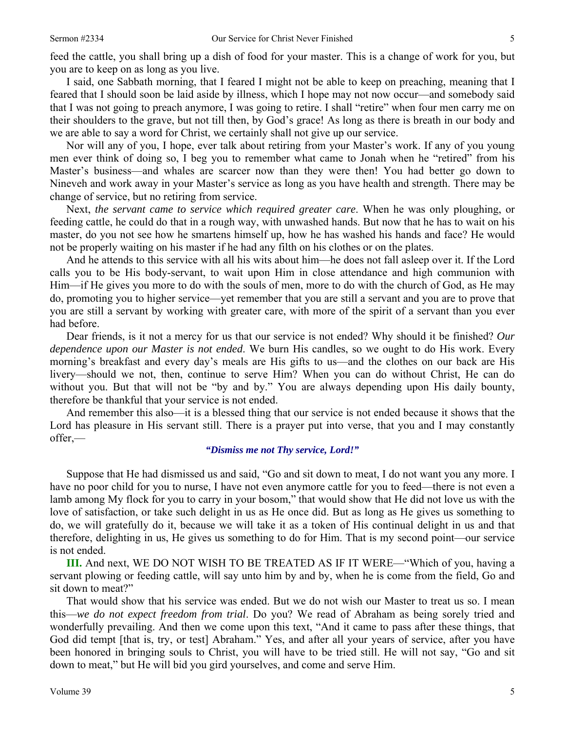feed the cattle, you shall bring up a dish of food for your master. This is a change of work for you, but you are to keep on as long as you live.

I said, one Sabbath morning, that I feared I might not be able to keep on preaching, meaning that I feared that I should soon be laid aside by illness, which I hope may not now occur—and somebody said that I was not going to preach anymore, I was going to retire. I shall "retire" when four men carry me on their shoulders to the grave, but not till then, by God's grace! As long as there is breath in our body and we are able to say a word for Christ, we certainly shall not give up our service.

Nor will any of you, I hope, ever talk about retiring from your Master's work. If any of you young men ever think of doing so, I beg you to remember what came to Jonah when he "retired" from his Master's business—and whales are scarcer now than they were then! You had better go down to Nineveh and work away in your Master's service as long as you have health and strength. There may be change of service, but no retiring from service.

Next, *the servant came to service which required greater care*. When he was only ploughing, or feeding cattle, he could do that in a rough way, with unwashed hands. But now that he has to wait on his master, do you not see how he smartens himself up, how he has washed his hands and face? He would not be properly waiting on his master if he had any filth on his clothes or on the plates.

And he attends to this service with all his wits about him—he does not fall asleep over it. If the Lord calls you to be His body-servant, to wait upon Him in close attendance and high communion with Him—if He gives you more to do with the souls of men, more to do with the church of God, as He may do, promoting you to higher service—yet remember that you are still a servant and you are to prove that you are still a servant by working with greater care, with more of the spirit of a servant than you ever had before.

Dear friends, is it not a mercy for us that our service is not ended? Why should it be finished? *Our dependence upon our Master is not ended*. We burn His candles, so we ought to do His work. Every morning's breakfast and every day's meals are His gifts to us—and the clothes on our back are His livery—should we not, then, continue to serve Him? When you can do without Christ, He can do without you. But that will not be "by and by." You are always depending upon His daily bounty, therefore be thankful that your service is not ended.

And remember this also—it is a blessed thing that our service is not ended because it shows that the Lord has pleasure in His servant still. There is a prayer put into verse, that you and I may constantly offer,—

***"Dismiss me not Thy service, Lord!"***

Suppose that He had dismissed us and said, "Go and sit down to meat, I do not want you any more. I have no poor child for you to nurse, I have not even anymore cattle for you to feed—there is not even a lamb among My flock for you to carry in your bosom," that would show that He did not love us with the love of satisfaction, or take such delight in us as He once did. But as long as He gives us something to do, we will gratefully do it, because we will take it as a token of His continual delight in us and that therefore, delighting in us, He gives us something to do for Him. That is my second point—our service is not ended.

**III.** And next, WE DO NOT WISH TO BE TREATED AS IF IT WERE—"Which of you, having a servant plowing or feeding cattle, will say unto him by and by, when he is come from the field, Go and sit down to meat?"

That would show that his service was ended. But we do not wish our Master to treat us so. I mean this—*we do not expect freedom from trial*. Do you? We read of Abraham as being sorely tried and wonderfully prevailing. And then we come upon this text, "And it came to pass after these things, that God did tempt [that is, try, or test] Abraham." Yes, and after all your years of service, after you have been honored in bringing souls to Christ, you will have to be tried still. He will not say, "Go and sit down to meat," but He will bid you gird yourselves, and come and serve Him.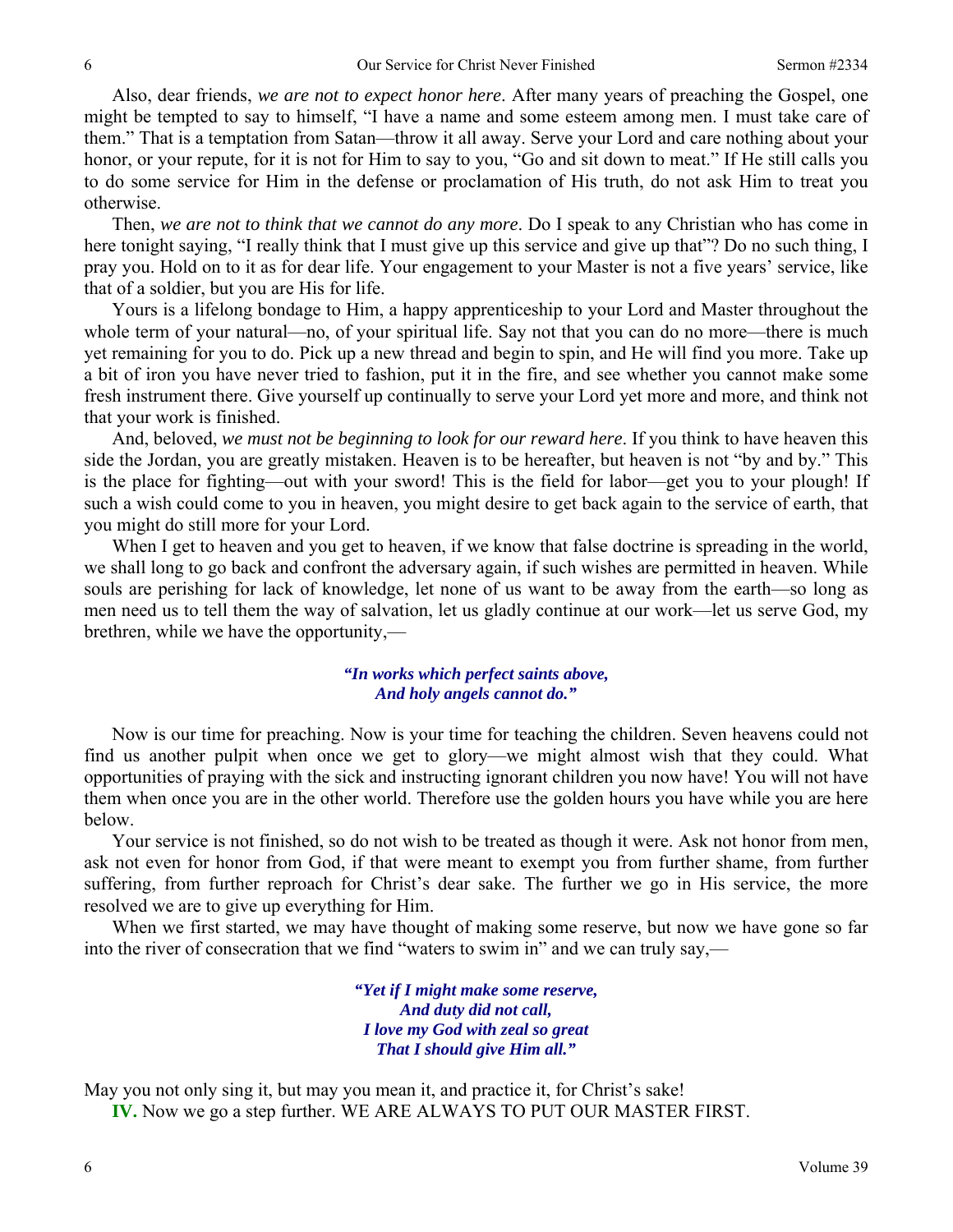Also, dear friends, *we are not to expect honor here*. After many years of preaching the Gospel, one might be tempted to say to himself, "I have a name and some esteem among men. I must take care of them." That is a temptation from Satan—throw it all away. Serve your Lord and care nothing about your honor, or your repute, for it is not for Him to say to you, "Go and sit down to meat." If He still calls you to do some service for Him in the defense or proclamation of His truth, do not ask Him to treat you otherwise.

Then, *we are not to think that we cannot do any more*. Do I speak to any Christian who has come in here tonight saying, "I really think that I must give up this service and give up that"? Do no such thing, I pray you. Hold on to it as for dear life. Your engagement to your Master is not a five years' service, like that of a soldier, but you are His for life.

Yours is a lifelong bondage to Him, a happy apprenticeship to your Lord and Master throughout the whole term of your natural—no, of your spiritual life. Say not that you can do no more—there is much yet remaining for you to do. Pick up a new thread and begin to spin, and He will find you more. Take up a bit of iron you have never tried to fashion, put it in the fire, and see whether you cannot make some fresh instrument there. Give yourself up continually to serve your Lord yet more and more, and think not that your work is finished.

And, beloved, *we must not be beginning to look for our reward here*. If you think to have heaven this side the Jordan, you are greatly mistaken. Heaven is to be hereafter, but heaven is not "by and by." This is the place for fighting—out with your sword! This is the field for labor—get you to your plough! If such a wish could come to you in heaven, you might desire to get back again to the service of earth, that you might do still more for your Lord.

When I get to heaven and you get to heaven, if we know that false doctrine is spreading in the world, we shall long to go back and confront the adversary again, if such wishes are permitted in heaven. While souls are perishing for lack of knowledge, let none of us want to be away from the earth—so long as men need us to tell them the way of salvation, let us gladly continue at our work—let us serve God, my brethren, while we have the opportunity,—

> ***"In works which perfect saints above,***
> ***And holy angels cannot do."***

Now is our time for preaching. Now is your time for teaching the children. Seven heavens could not find us another pulpit when once we get to glory—we might almost wish that they could. What opportunities of praying with the sick and instructing ignorant children you now have! You will not have them when once you are in the other world. Therefore use the golden hours you have while you are here below.

Your service is not finished, so do not wish to be treated as though it were. Ask not honor from men, ask not even for honor from God, if that were meant to exempt you from further shame, from further suffering, from further reproach for Christ's dear sake. The further we go in His service, the more resolved we are to give up everything for Him.

When we first started, we may have thought of making some reserve, but now we have gone so far into the river of consecration that we find "waters to swim in" and we can truly say,—

> ***"Yet if I might make some reserve,***
> ***And duty did not call,***
> ***I love my God with zeal so great***
> ***That I should give Him all."***

May you not only sing it, but may you mean it, and practice it, for Christ's sake!

**IV.** Now we go a step further. WE ARE ALWAYS TO PUT OUR MASTER FIRST.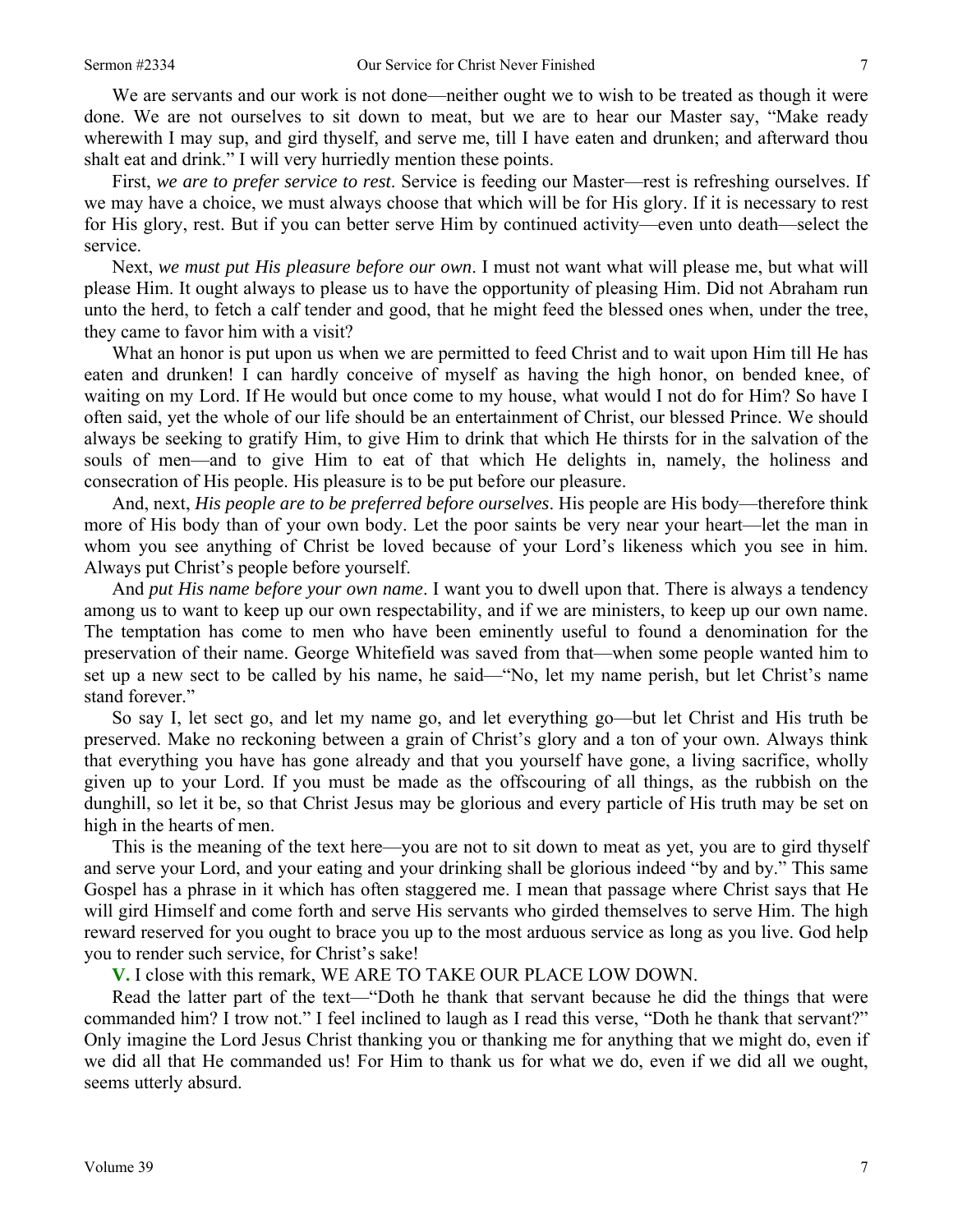We are servants and our work is not done—neither ought we to wish to be treated as though it were done. We are not ourselves to sit down to meat, but we are to hear our Master say, "Make ready wherewith I may sup, and gird thyself, and serve me, till I have eaten and drunken; and afterward thou shalt eat and drink." I will very hurriedly mention these points.

First, *we are to prefer service to rest*. Service is feeding our Master—rest is refreshing ourselves. If we may have a choice, we must always choose that which will be for His glory. If it is necessary to rest for His glory, rest. But if you can better serve Him by continued activity—even unto death—select the service.

Next, *we must put His pleasure before our own*. I must not want what will please me, but what will please Him. It ought always to please us to have the opportunity of pleasing Him. Did not Abraham run unto the herd, to fetch a calf tender and good, that he might feed the blessed ones when, under the tree, they came to favor him with a visit?

What an honor is put upon us when we are permitted to feed Christ and to wait upon Him till He has eaten and drunken! I can hardly conceive of myself as having the high honor, on bended knee, of waiting on my Lord. If He would but once come to my house, what would I not do for Him? So have I often said, yet the whole of our life should be an entertainment of Christ, our blessed Prince. We should always be seeking to gratify Him, to give Him to drink that which He thirsts for in the salvation of the souls of men—and to give Him to eat of that which He delights in, namely, the holiness and consecration of His people. His pleasure is to be put before our pleasure.

And, next, *His people are to be preferred before ourselves*. His people are His body—therefore think more of His body than of your own body. Let the poor saints be very near your heart—let the man in whom you see anything of Christ be loved because of your Lord's likeness which you see in him. Always put Christ's people before yourself.

And *put His name before your own name*. I want you to dwell upon that. There is always a tendency among us to want to keep up our own respectability, and if we are ministers, to keep up our own name. The temptation has come to men who have been eminently useful to found a denomination for the preservation of their name. George Whitefield was saved from that—when some people wanted him to set up a new sect to be called by his name, he said—"No, let my name perish, but let Christ's name stand forever."

So say I, let sect go, and let my name go, and let everything go—but let Christ and His truth be preserved. Make no reckoning between a grain of Christ's glory and a ton of your own. Always think that everything you have has gone already and that you yourself have gone, a living sacrifice, wholly given up to your Lord. If you must be made as the offscouring of all things, as the rubbish on the dunghill, so let it be, so that Christ Jesus may be glorious and every particle of His truth may be set on high in the hearts of men.

This is the meaning of the text here—you are not to sit down to meat as yet, you are to gird thyself and serve your Lord, and your eating and your drinking shall be glorious indeed "by and by." This same Gospel has a phrase in it which has often staggered me. I mean that passage where Christ says that He will gird Himself and come forth and serve His servants who girded themselves to serve Him. The high reward reserved for you ought to brace you up to the most arduous service as long as you live. God help you to render such service, for Christ's sake!

**V.** I close with this remark, WE ARE TO TAKE OUR PLACE LOW DOWN.

Read the latter part of the text—"Doth he thank that servant because he did the things that were commanded him? I trow not." I feel inclined to laugh as I read this verse, "Doth he thank that servant?" Only imagine the Lord Jesus Christ thanking you or thanking me for anything that we might do, even if we did all that He commanded us! For Him to thank us for what we do, even if we did all we ought, seems utterly absurd.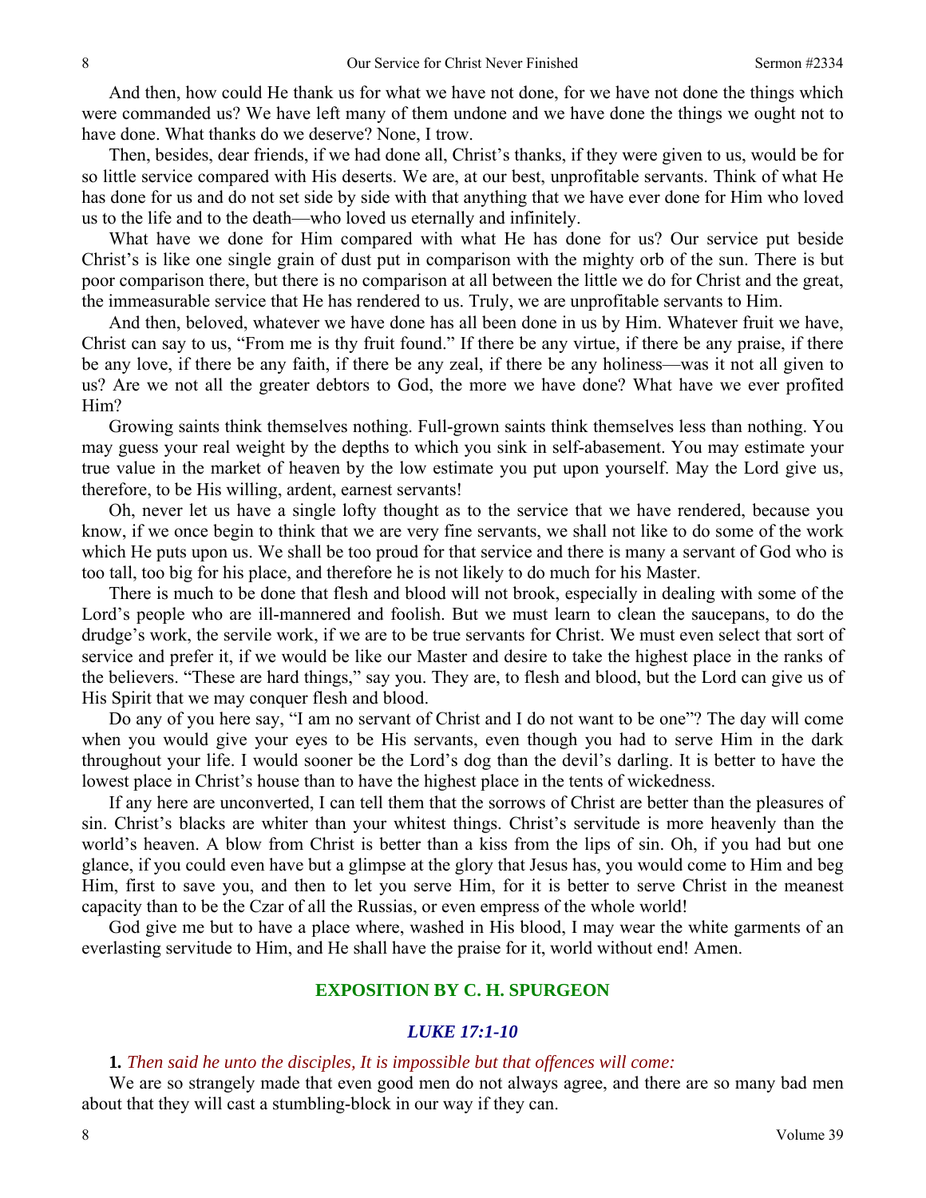And then, how could He thank us for what we have not done, for we have not done the things which were commanded us? We have left many of them undone and we have done the things we ought not to have done. What thanks do we deserve? None, I trow.

Then, besides, dear friends, if we had done all, Christ's thanks, if they were given to us, would be for so little service compared with His deserts. We are, at our best, unprofitable servants. Think of what He has done for us and do not set side by side with that anything that we have ever done for Him who loved us to the life and to the death—who loved us eternally and infinitely.

What have we done for Him compared with what He has done for us? Our service put beside Christ's is like one single grain of dust put in comparison with the mighty orb of the sun. There is but poor comparison there, but there is no comparison at all between the little we do for Christ and the great, the immeasurable service that He has rendered to us. Truly, we are unprofitable servants to Him.

And then, beloved, whatever we have done has all been done in us by Him. Whatever fruit we have, Christ can say to us, "From me is thy fruit found." If there be any virtue, if there be any praise, if there be any love, if there be any faith, if there be any zeal, if there be any holiness—was it not all given to us? Are we not all the greater debtors to God, the more we have done? What have we ever profited Him?

Growing saints think themselves nothing. Full-grown saints think themselves less than nothing. You may guess your real weight by the depths to which you sink in self-abasement. You may estimate your true value in the market of heaven by the low estimate you put upon yourself. May the Lord give us, therefore, to be His willing, ardent, earnest servants!

Oh, never let us have a single lofty thought as to the service that we have rendered, because you know, if we once begin to think that we are very fine servants, we shall not like to do some of the work which He puts upon us. We shall be too proud for that service and there is many a servant of God who is too tall, too big for his place, and therefore he is not likely to do much for his Master.

There is much to be done that flesh and blood will not brook, especially in dealing with some of the Lord's people who are ill-mannered and foolish. But we must learn to clean the saucepans, to do the drudge's work, the servile work, if we are to be true servants for Christ. We must even select that sort of service and prefer it, if we would be like our Master and desire to take the highest place in the ranks of the believers. "These are hard things," say you. They are, to flesh and blood, but the Lord can give us of His Spirit that we may conquer flesh and blood.

Do any of you here say, "I am no servant of Christ and I do not want to be one"? The day will come when you would give your eyes to be His servants, even though you had to serve Him in the dark throughout your life. I would sooner be the Lord's dog than the devil's darling. It is better to have the lowest place in Christ's house than to have the highest place in the tents of wickedness.

If any here are unconverted, I can tell them that the sorrows of Christ are better than the pleasures of sin. Christ's blacks are whiter than your whitest things. Christ's servitude is more heavenly than the world's heaven. A blow from Christ is better than a kiss from the lips of sin. Oh, if you had but one glance, if you could even have but a glimpse at the glory that Jesus has, you would come to Him and beg Him, first to save you, and then to let you serve Him, for it is better to serve Christ in the meanest capacity than to be the Czar of all the Russias, or even empress of the whole world!

God give me but to have a place where, washed in His blood, I may wear the white garments of an everlasting servitude to Him, and He shall have the praise for it, world without end! Amen.

## EXPOSITION BY C. H. SPURGEON

### *LUKE 17:1-10*

**1.** *Then said he unto the disciples, It is impossible but that offences will come:*

We are so strangely made that even good men do not always agree, and there are so many bad men about that they will cast a stumbling-block in our way if they can.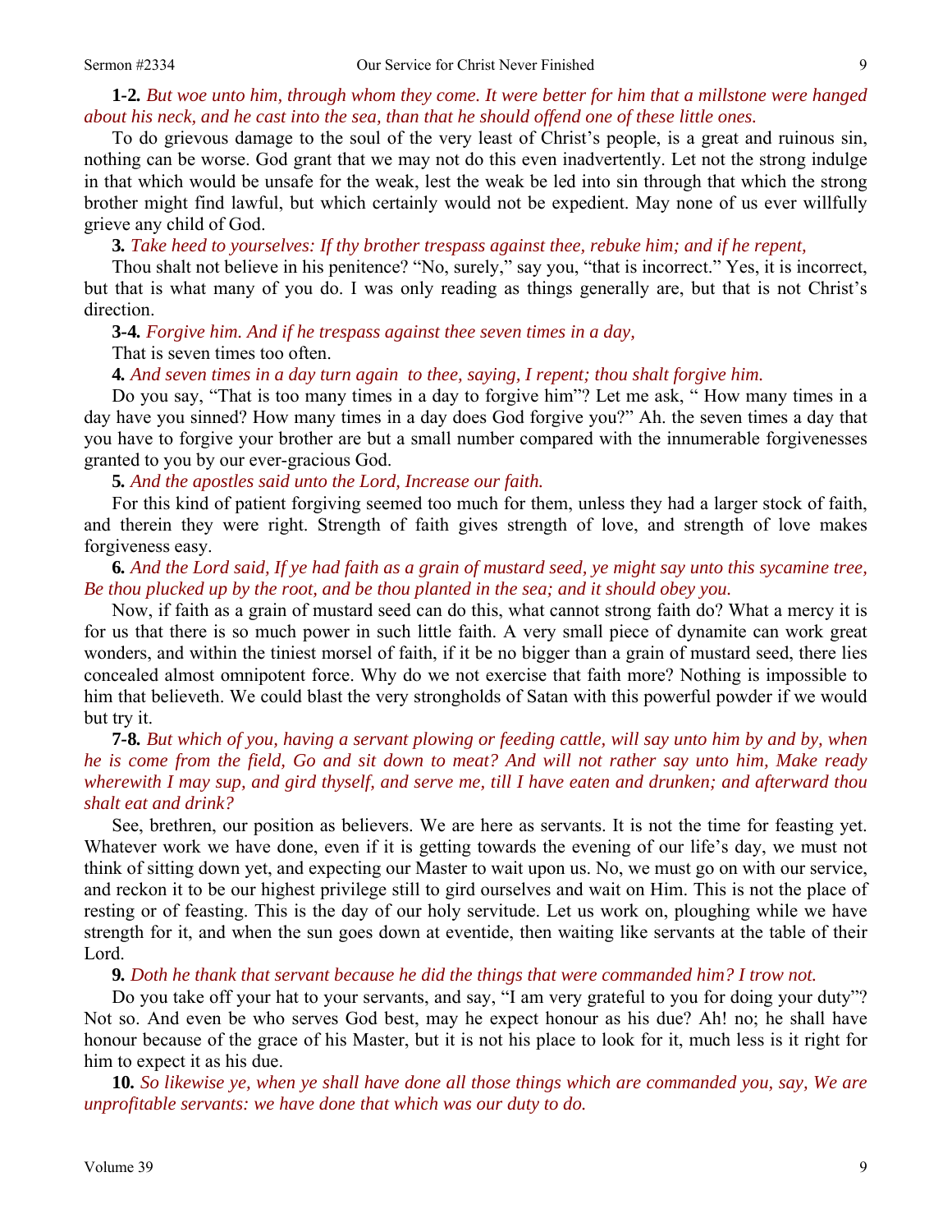**1-2.** *But woe unto him, through whom they come. It were better for him that a millstone were hanged about his neck, and he cast into the sea, than that he should offend one of these little ones.*

To do grievous damage to the soul of the very least of Christ's people, is a great and ruinous sin, nothing can be worse. God grant that we may not do this even inadvertently. Let not the strong indulge in that which would be unsafe for the weak, lest the weak be led into sin through that which the strong brother might find lawful, but which certainly would not be expedient. May none of us ever willfully grieve any child of God.

**3.** *Take heed to yourselves: If thy brother trespass against thee, rebuke him; and if he repent,*

Thou shalt not believe in his penitence? "No, surely," say you, "that is incorrect." Yes, it is incorrect, but that is what many of you do. I was only reading as things generally are, but that is not Christ's direction.

**3-4.** *Forgive him. And if he trespass against thee seven times in a day,*

That is seven times too often.

**4.** *And seven times in a day turn again to thee, saying, I repent; thou shalt forgive him.*

Do you say, "That is too many times in a day to forgive him"? Let me ask, " How many times in a day have you sinned? How many times in a day does God forgive you?" Ah. the seven times a day that you have to forgive your brother are but a small number compared with the innumerable forgivenesses granted to you by our ever-gracious God.

**5.** *And the apostles said unto the Lord, Increase our faith.*

For this kind of patient forgiving seemed too much for them, unless they had a larger stock of faith, and therein they were right. Strength of faith gives strength of love, and strength of love makes forgiveness easy.

**6.** *And the Lord said, If ye had faith as a grain of mustard seed, ye might say unto this sycamine tree, Be thou plucked up by the root, and be thou planted in the sea; and it should obey you.*

Now, if faith as a grain of mustard seed can do this, what cannot strong faith do? What a mercy it is for us that there is so much power in such little faith. A very small piece of dynamite can work great wonders, and within the tiniest morsel of faith, if it be no bigger than a grain of mustard seed, there lies concealed almost omnipotent force. Why do we not exercise that faith more? Nothing is impossible to him that believeth. We could blast the very strongholds of Satan with this powerful powder if we would but try it.

**7-8.** *But which of you, having a servant plowing or feeding cattle, will say unto him by and by, when he is come from the field, Go and sit down to meat? And will not rather say unto him, Make ready wherewith I may sup, and gird thyself, and serve me, till I have eaten and drunken; and afterward thou shalt eat and drink?*

See, brethren, our position as believers. We are here as servants. It is not the time for feasting yet. Whatever work we have done, even if it is getting towards the evening of our life's day, we must not think of sitting down yet, and expecting our Master to wait upon us. No, we must go on with our service, and reckon it to be our highest privilege still to gird ourselves and wait on Him. This is not the place of resting or of feasting. This is the day of our holy servitude. Let us work on, ploughing while we have strength for it, and when the sun goes down at eventide, then waiting like servants at the table of their Lord.

**9.** *Doth he thank that servant because he did the things that were commanded him? I trow not.*

Do you take off your hat to your servants, and say, "I am very grateful to you for doing your duty"? Not so. And even be who serves God best, may he expect honour as his due? Ah! no; he shall have honour because of the grace of his Master, but it is not his place to look for it, much less is it right for him to expect it as his due.

**10.** *So likewise ye, when ye shall have done all those things which are commanded you, say, We are unprofitable servants: we have done that which was our duty to do.*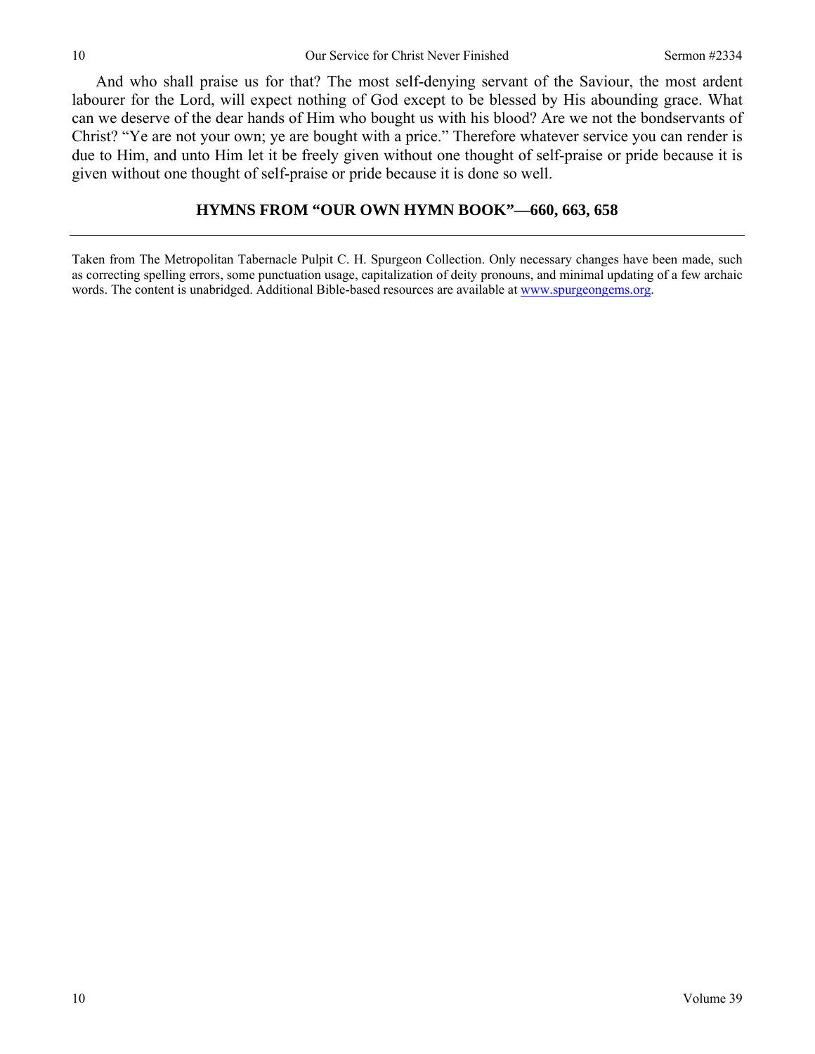And who shall praise us for that? The most self-denying servant of the Saviour, the most ardent labourer for the Lord, will expect nothing of God except to be blessed by His abounding grace. What can we deserve of the dear hands of Him who bought us with his blood? Are we not the bondservants of Christ? "Ye are not your own; ye are bought with a price." Therefore whatever service you can render is due to Him, and unto Him let it be freely given without one thought of self-praise or pride because it is given without one thought of self-praise or pride because it is done so well.

## HYMNS FROM "OUR OWN HYMN BOOK"—660, 663, 658

---

Taken from The Metropolitan Tabernacle Pulpit C. H. Spurgeon Collection. Only necessary changes have been made, such as correcting spelling errors, some punctuation usage, capitalization of deity pronouns, and minimal updating of a few archaic words. The content is unabridged. Additional Bible-based resources are available at www.spurgeongems.org.